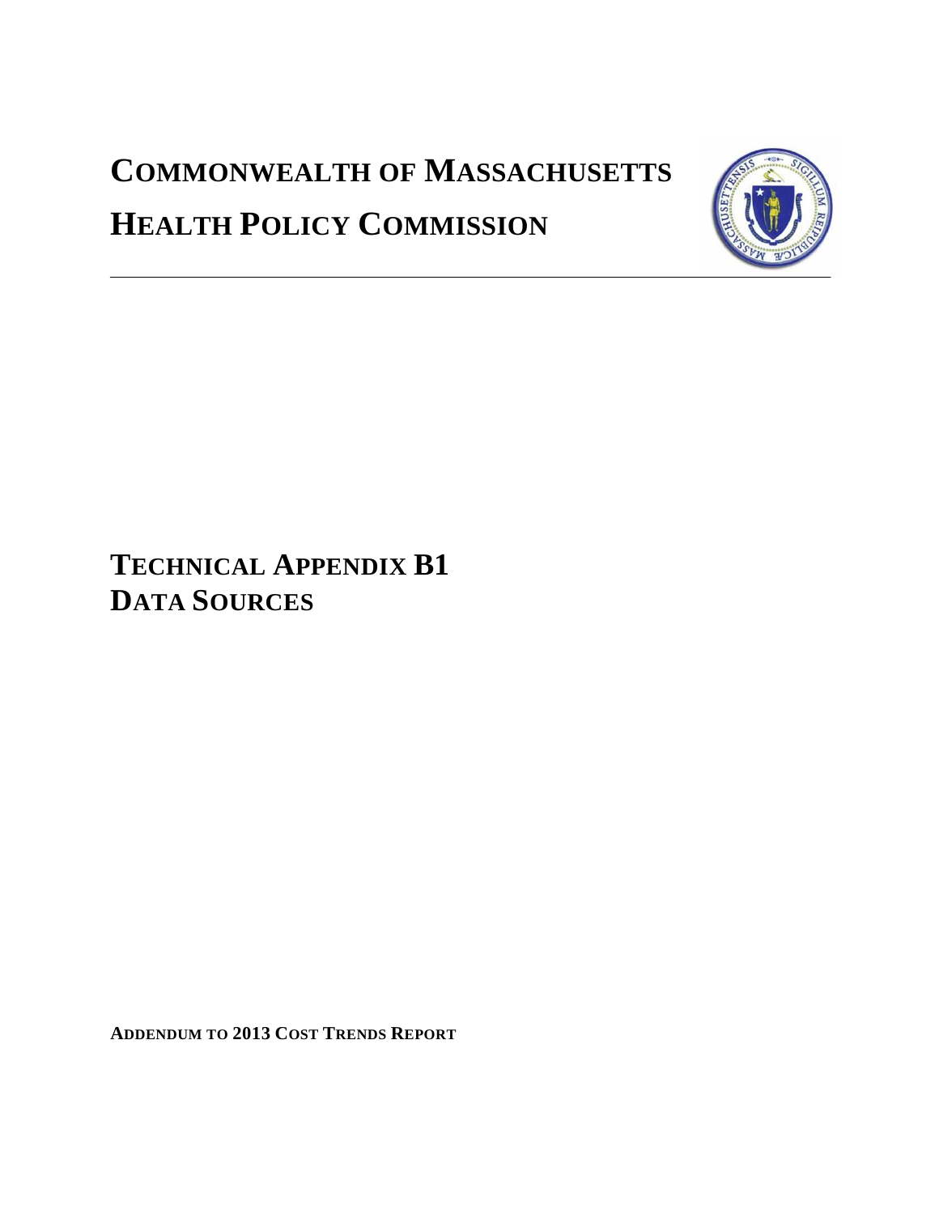# Commonwealth of Massachusetts

# Health Policy Commission

# Technical Appendix B1

# Data Sources

**Addendum to 2013 Cost Trends Report**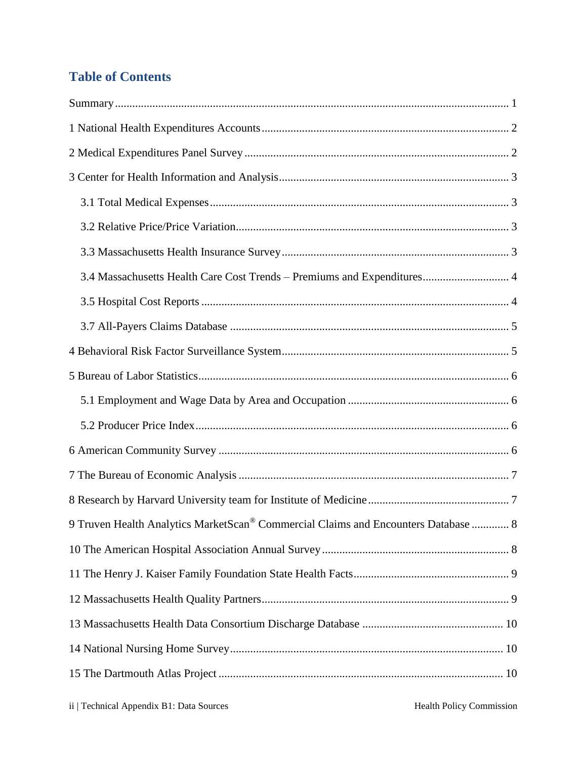## Table of Contents

Summary ... 1

1 National Health Expenditures Accounts ... 2

2 Medical Expenditures Panel Survey ... 2

3 Center for Health Information and Analysis ... 3

- 3.1 Total Medical Expenses ... 3
- 3.2 Relative Price/Price Variation ... 3
- 3.3 Massachusetts Health Insurance Survey ... 3
- 3.4 Massachusetts Health Care Cost Trends – Premiums and Expenditures ... 4
- 3.5 Hospital Cost Reports ... 4
- 3.7 All-Payers Claims Database ... 5

4 Behavioral Risk Factor Surveillance System ... 5

5 Bureau of Labor Statistics ... 6

- 5.1 Employment and Wage Data by Area and Occupation ... 6
- 5.2 Producer Price Index ... 6

6 American Community Survey ... 6

7 The Bureau of Economic Analysis ... 7

8 Research by Harvard University team for Institute of Medicine ... 7

9 Truven Health Analytics MarketScan® Commercial Claims and Encounters Database ... 8

10 The American Hospital Association Annual Survey ... 8

11 The Henry J. Kaiser Family Foundation State Health Facts ... 9

12 Massachusetts Health Quality Partners ... 9

13 Massachusetts Health Data Consortium Discharge Database ... 10

14 National Nursing Home Survey ... 10

15 The Dartmouth Atlas Project ... 10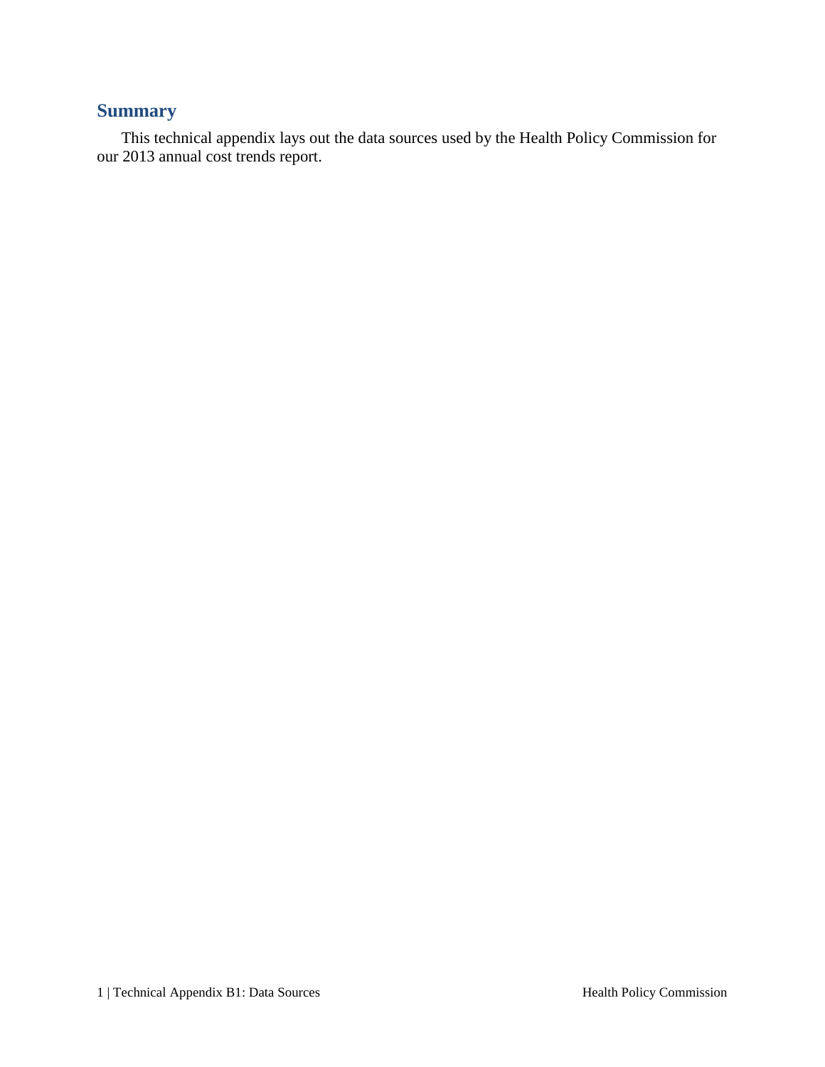## Summary

This technical appendix lays out the data sources used by the Health Policy Commission for our 2013 annual cost trends report.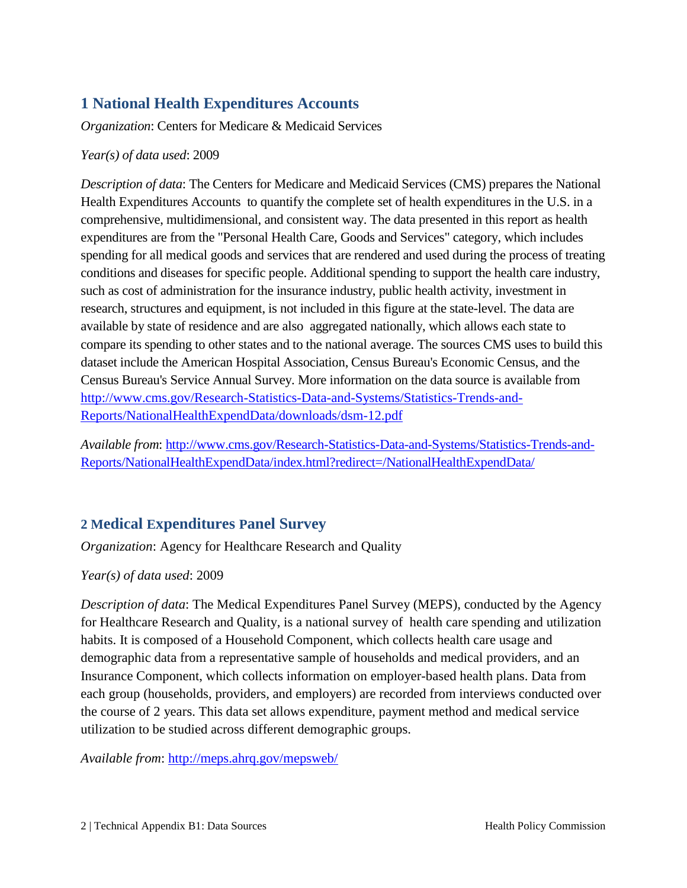## 1 National Health Expenditures Accounts

*Organization*: Centers for Medicare & Medicaid Services

*Year(s) of data used*: 2009

*Description of data*: The Centers for Medicare and Medicaid Services (CMS) prepares the National Health Expenditures Accounts to quantify the complete set of health expenditures in the U.S. in a comprehensive, multidimensional, and consistent way. The data presented in this report as health expenditures are from the "Personal Health Care, Goods and Services" category, which includes spending for all medical goods and services that are rendered and used during the process of treating conditions and diseases for specific people. Additional spending to support the health care industry, such as cost of administration for the insurance industry, public health activity, investment in research, structures and equipment, is not included in this figure at the state-level. The data are available by state of residence and are also aggregated nationally, which allows each state to compare its spending to other states and to the national average. The sources CMS uses to build this dataset include the American Hospital Association, Census Bureau's Economic Census, and the Census Bureau's Service Annual Survey. More information on the data source is available from http://www.cms.gov/Research-Statistics-Data-and-Systems/Statistics-Trends-and-Reports/NationalHealthExpendData/downloads/dsm-12.pdf

*Available from*: http://www.cms.gov/Research-Statistics-Data-and-Systems/Statistics-Trends-and-Reports/NationalHealthExpendData/index.html?redirect=/NationalHealthExpendData/

## 2 Medical Expenditures Panel Survey

*Organization*: Agency for Healthcare Research and Quality

*Year(s) of data used*: 2009

*Description of data*: The Medical Expenditures Panel Survey (MEPS), conducted by the Agency for Healthcare Research and Quality, is a national survey of health care spending and utilization habits. It is composed of a Household Component, which collects health care usage and demographic data from a representative sample of households and medical providers, and an Insurance Component, which collects information on employer-based health plans. Data from each group (households, providers, and employers) are recorded from interviews conducted over the course of 2 years. This data set allows expenditure, payment method and medical service utilization to be studied across different demographic groups.

*Available from*: http://meps.ahrq.gov/mepsweb/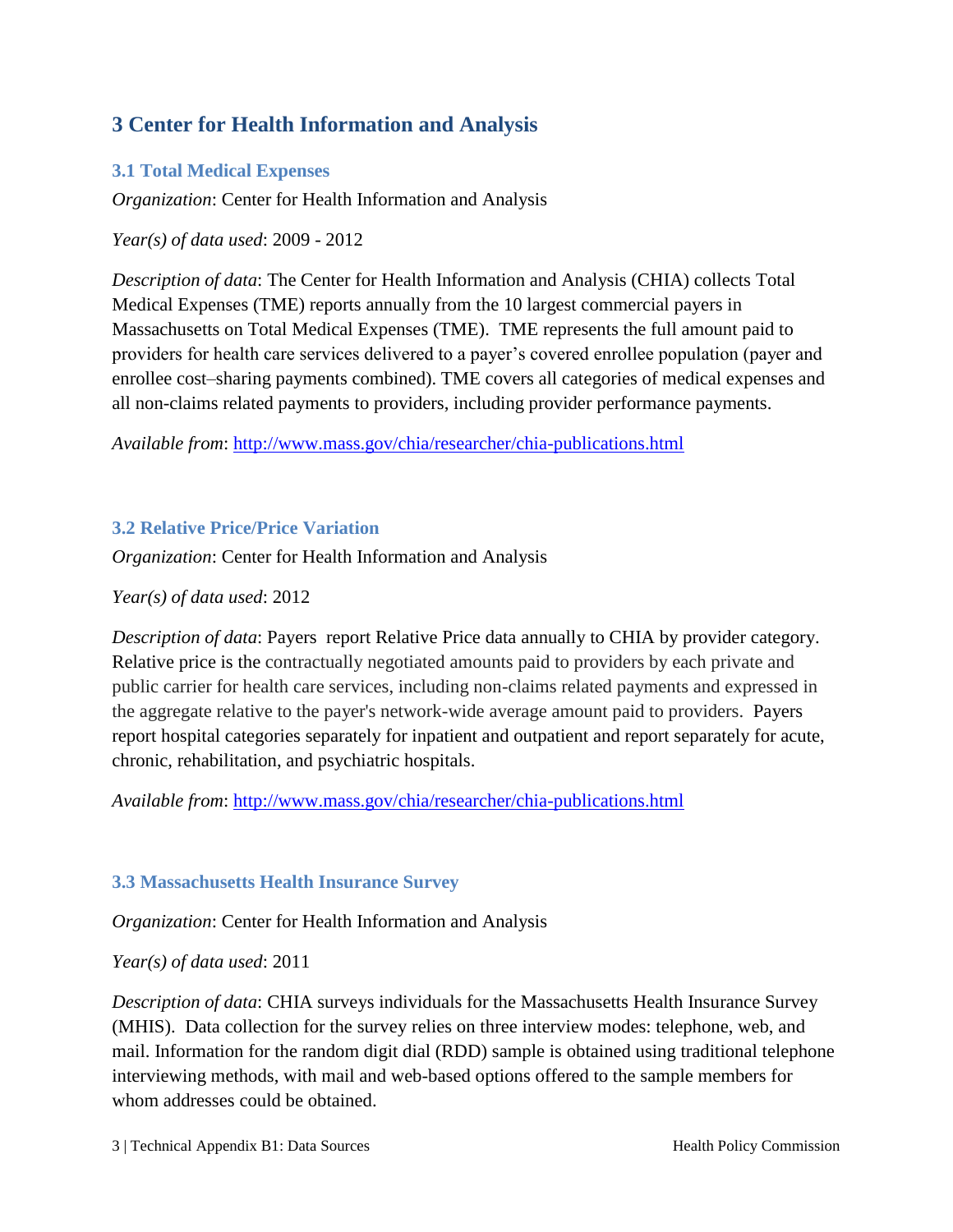# 3 Center for Health Information and Analysis

## 3.1 Total Medical Expenses

*Organization*: Center for Health Information and Analysis

*Year(s) of data used*: 2009 - 2012

*Description of data*: The Center for Health Information and Analysis (CHIA) collects Total Medical Expenses (TME) reports annually from the 10 largest commercial payers in Massachusetts on Total Medical Expenses (TME). TME represents the full amount paid to providers for health care services delivered to a payer's covered enrollee population (payer and enrollee cost–sharing payments combined). TME covers all categories of medical expenses and all non-claims related payments to providers, including provider performance payments.

*Available from*: http://www.mass.gov/chia/researcher/chia-publications.html

## 3.2 Relative Price/Price Variation

*Organization*: Center for Health Information and Analysis

*Year(s) of data used*: 2012

*Description of data*: Payers report Relative Price data annually to CHIA by provider category. Relative price is the contractually negotiated amounts paid to providers by each private and public carrier for health care services, including non-claims related payments and expressed in the aggregate relative to the payer's network-wide average amount paid to providers. Payers report hospital categories separately for inpatient and outpatient and report separately for acute, chronic, rehabilitation, and psychiatric hospitals.

*Available from*: http://www.mass.gov/chia/researcher/chia-publications.html

## 3.3 Massachusetts Health Insurance Survey

*Organization*: Center for Health Information and Analysis

*Year(s) of data used*: 2011

*Description of data*: CHIA surveys individuals for the Massachusetts Health Insurance Survey (MHIS). Data collection for the survey relies on three interview modes: telephone, web, and mail. Information for the random digit dial (RDD) sample is obtained using traditional telephone interviewing methods, with mail and web-based options offered to the sample members for whom addresses could be obtained.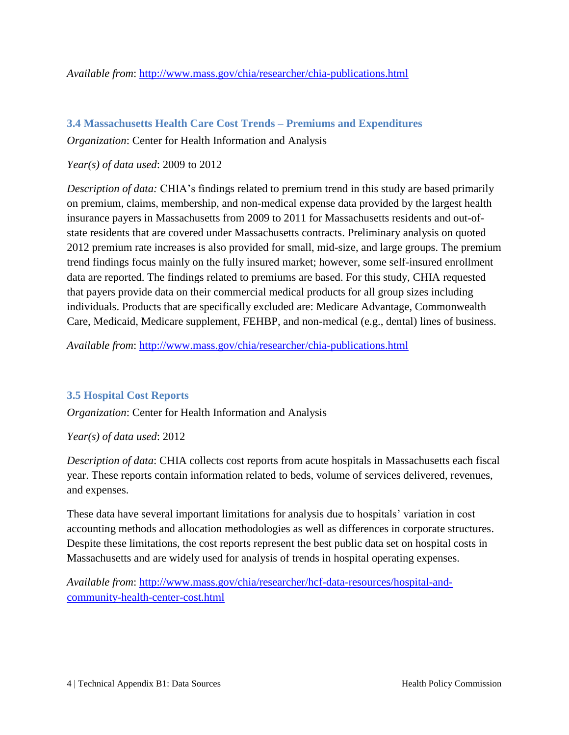*Available from*: http://www.mass.gov/chia/researcher/chia-publications.html

### 3.4 Massachusetts Health Care Cost Trends – Premiums and Expenditures

*Organization*: Center for Health Information and Analysis

*Year(s) of data used*: 2009 to 2012

*Description of data:* CHIA's findings related to premium trend in this study are based primarily on premium, claims, membership, and non-medical expense data provided by the largest health insurance payers in Massachusetts from 2009 to 2011 for Massachusetts residents and out-of-state residents that are covered under Massachusetts contracts. Preliminary analysis on quoted 2012 premium rate increases is also provided for small, mid-size, and large groups. The premium trend findings focus mainly on the fully insured market; however, some self-insured enrollment data are reported. The findings related to premiums are based. For this study, CHIA requested that payers provide data on their commercial medical products for all group sizes including individuals. Products that are specifically excluded are: Medicare Advantage, Commonwealth Care, Medicaid, Medicare supplement, FEHBP, and non-medical (e.g., dental) lines of business.

*Available from*: http://www.mass.gov/chia/researcher/chia-publications.html

### 3.5 Hospital Cost Reports

*Organization*: Center for Health Information and Analysis

*Year(s) of data used*: 2012

*Description of data*: CHIA collects cost reports from acute hospitals in Massachusetts each fiscal year. These reports contain information related to beds, volume of services delivered, revenues, and expenses.

These data have several important limitations for analysis due to hospitals' variation in cost accounting methods and allocation methodologies as well as differences in corporate structures. Despite these limitations, the cost reports represent the best public data set on hospital costs in Massachusetts and are widely used for analysis of trends in hospital operating expenses.

*Available from*: http://www.mass.gov/chia/researcher/hcf-data-resources/hospital-and-community-health-center-cost.html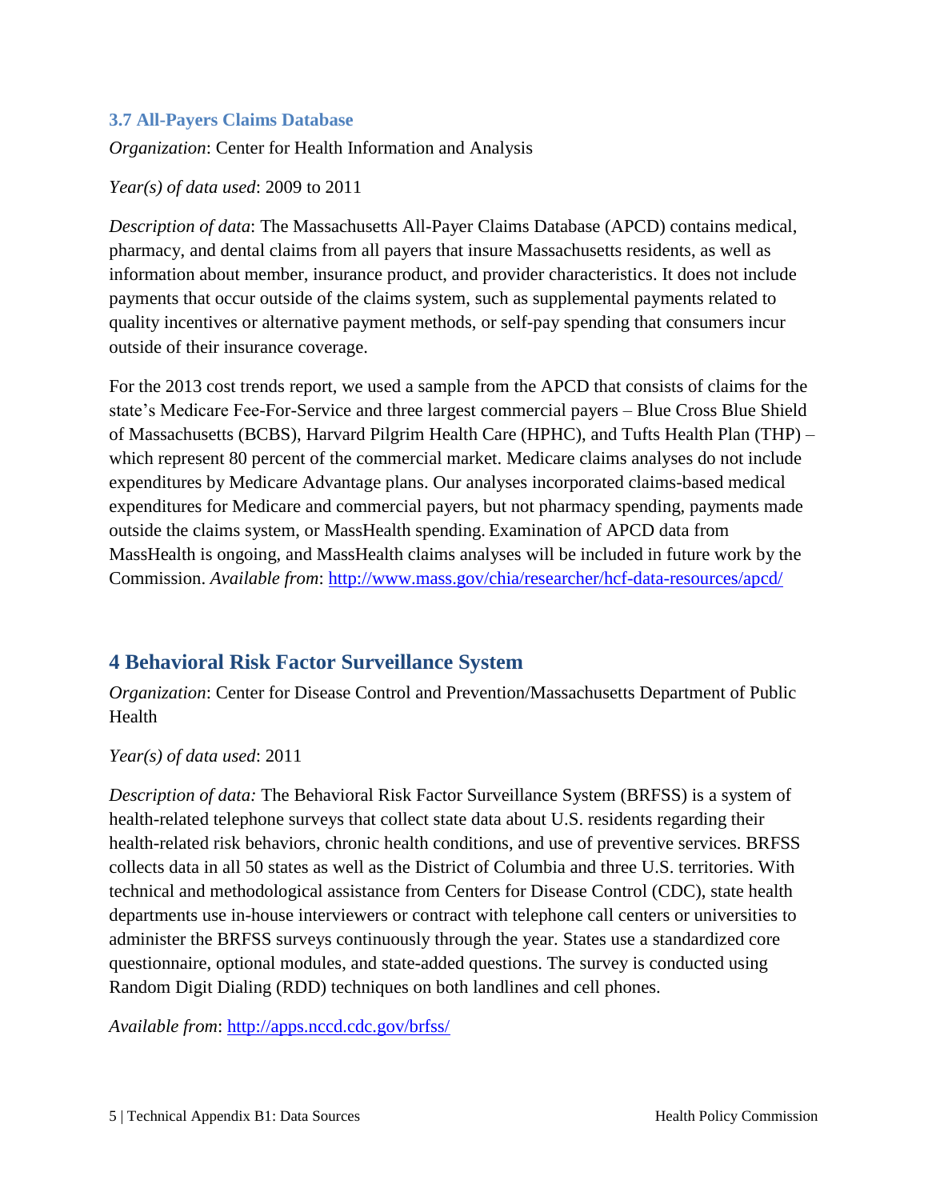### 3.7 All-Payers Claims Database

*Organization*: Center for Health Information and Analysis

*Year(s) of data used*: 2009 to 2011

*Description of data*: The Massachusetts All-Payer Claims Database (APCD) contains medical, pharmacy, and dental claims from all payers that insure Massachusetts residents, as well as information about member, insurance product, and provider characteristics. It does not include payments that occur outside of the claims system, such as supplemental payments related to quality incentives or alternative payment methods, or self-pay spending that consumers incur outside of their insurance coverage.

For the 2013 cost trends report, we used a sample from the APCD that consists of claims for the state's Medicare Fee-For-Service and three largest commercial payers – Blue Cross Blue Shield of Massachusetts (BCBS), Harvard Pilgrim Health Care (HPHC), and Tufts Health Plan (THP) – which represent 80 percent of the commercial market. Medicare claims analyses do not include expenditures by Medicare Advantage plans. Our analyses incorporated claims-based medical expenditures for Medicare and commercial payers, but not pharmacy spending, payments made outside the claims system, or MassHealth spending. Examination of APCD data from MassHealth is ongoing, and MassHealth claims analyses will be included in future work by the Commission. *Available from*: http://www.mass.gov/chia/researcher/hcf-data-resources/apcd/

## 4 Behavioral Risk Factor Surveillance System

*Organization*: Center for Disease Control and Prevention/Massachusetts Department of Public Health

*Year(s) of data used*: 2011

*Description of data:* The Behavioral Risk Factor Surveillance System (BRFSS) is a system of health-related telephone surveys that collect state data about U.S. residents regarding their health-related risk behaviors, chronic health conditions, and use of preventive services. BRFSS collects data in all 50 states as well as the District of Columbia and three U.S. territories. With technical and methodological assistance from Centers for Disease Control (CDC), state health departments use in-house interviewers or contract with telephone call centers or universities to administer the BRFSS surveys continuously through the year. States use a standardized core questionnaire, optional modules, and state-added questions. The survey is conducted using Random Digit Dialing (RDD) techniques on both landlines and cell phones.

*Available from*: http://apps.nccd.cdc.gov/brfss/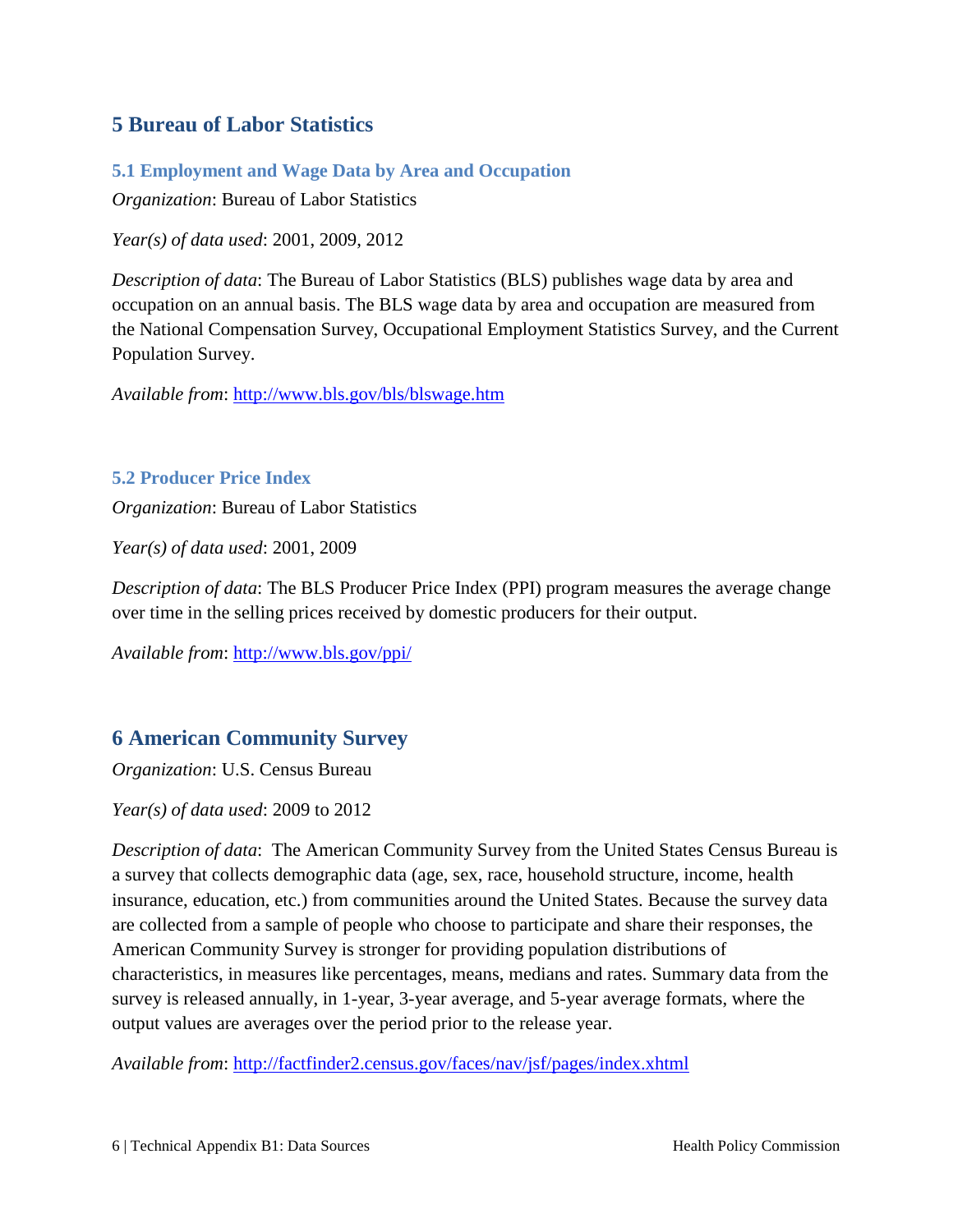## 5 Bureau of Labor Statistics

### 5.1 Employment and Wage Data by Area and Occupation

*Organization*: Bureau of Labor Statistics

*Year(s) of data used*: 2001, 2009, 2012

*Description of data*: The Bureau of Labor Statistics (BLS) publishes wage data by area and occupation on an annual basis. The BLS wage data by area and occupation are measured from the National Compensation Survey, Occupational Employment Statistics Survey, and the Current Population Survey.

*Available from*: http://www.bls.gov/bls/blswage.htm

### 5.2 Producer Price Index

*Organization*: Bureau of Labor Statistics

*Year(s) of data used*: 2001, 2009

*Description of data*: The BLS Producer Price Index (PPI) program measures the average change over time in the selling prices received by domestic producers for their output.

*Available from*: http://www.bls.gov/ppi/

## 6 American Community Survey

*Organization*: U.S. Census Bureau

*Year(s) of data used*: 2009 to 2012

*Description of data*: The American Community Survey from the United States Census Bureau is a survey that collects demographic data (age, sex, race, household structure, income, health insurance, education, etc.) from communities around the United States. Because the survey data are collected from a sample of people who choose to participate and share their responses, the American Community Survey is stronger for providing population distributions of characteristics, in measures like percentages, means, medians and rates. Summary data from the survey is released annually, in 1-year, 3-year average, and 5-year average formats, where the output values are averages over the period prior to the release year.

*Available from*: http://factfinder2.census.gov/faces/nav/jsf/pages/index.xhtml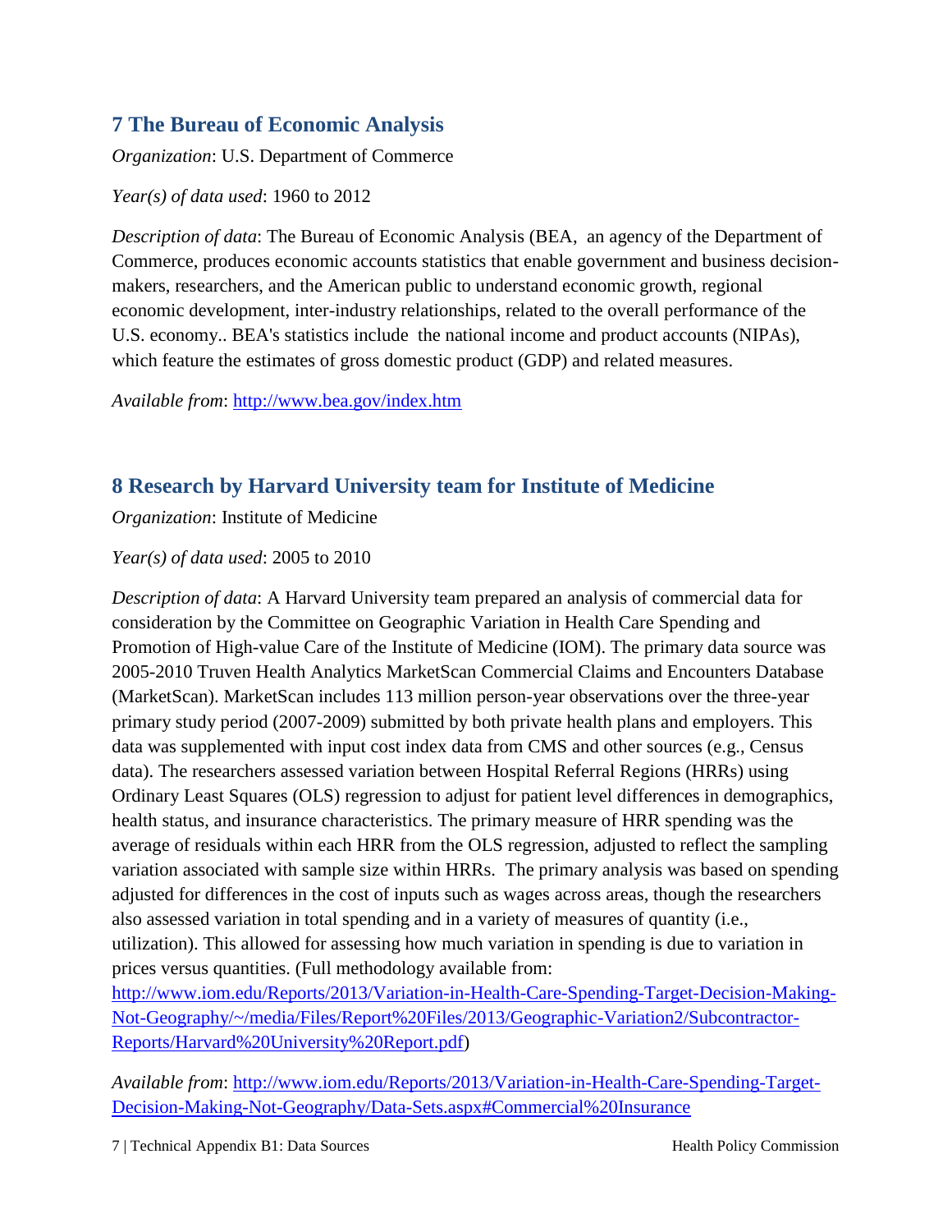## 7 The Bureau of Economic Analysis

*Organization*: U.S. Department of Commerce

*Year(s) of data used*: 1960 to 2012

*Description of data*: The Bureau of Economic Analysis (BEA, an agency of the Department of Commerce, produces economic accounts statistics that enable government and business decision-makers, researchers, and the American public to understand economic growth, regional economic development, inter-industry relationships, related to the overall performance of the U.S. economy.. BEA's statistics include the national income and product accounts (NIPAs), which feature the estimates of gross domestic product (GDP) and related measures.

*Available from*: [http://www.bea.gov/index.htm](http://www.bea.gov/index.htm)

## 8 Research by Harvard University team for Institute of Medicine

*Organization*: Institute of Medicine

*Year(s) of data used*: 2005 to 2010

*Description of data*: A Harvard University team prepared an analysis of commercial data for consideration by the Committee on Geographic Variation in Health Care Spending and Promotion of High-value Care of the Institute of Medicine (IOM). The primary data source was 2005-2010 Truven Health Analytics MarketScan Commercial Claims and Encounters Database (MarketScan). MarketScan includes 113 million person-year observations over the three-year primary study period (2007-2009) submitted by both private health plans and employers. This data was supplemented with input cost index data from CMS and other sources (e.g., Census data). The researchers assessed variation between Hospital Referral Regions (HRRs) using Ordinary Least Squares (OLS) regression to adjust for patient level differences in demographics, health status, and insurance characteristics. The primary measure of HRR spending was the average of residuals within each HRR from the OLS regression, adjusted to reflect the sampling variation associated with sample size within HRRs. The primary analysis was based on spending adjusted for differences in the cost of inputs such as wages across areas, though the researchers also assessed variation in total spending and in a variety of measures of quantity (i.e., utilization). This allowed for assessing how much variation in spending is due to variation in prices versus quantities. (Full methodology available from: [http://www.iom.edu/Reports/2013/Variation-in-Health-Care-Spending-Target-Decision-Making-Not-Geography/~/media/Files/Report%20Files/2013/Geographic-Variation2/Subcontractor-Reports/Harvard%20University%20Report.pdf](http://www.iom.edu/Reports/2013/Variation-in-Health-Care-Spending-Target-Decision-Making-Not-Geography/~/media/Files/Report%20Files/2013/Geographic-Variation2/Subcontractor-Reports/Harvard%20University%20Report.pdf))

*Available from*: [http://www.iom.edu/Reports/2013/Variation-in-Health-Care-Spending-Target-Decision-Making-Not-Geography/Data-Sets.aspx#Commercial%20Insurance](http://www.iom.edu/Reports/2013/Variation-in-Health-Care-Spending-Target-Decision-Making-Not-Geography/Data-Sets.aspx#Commercial%20Insurance)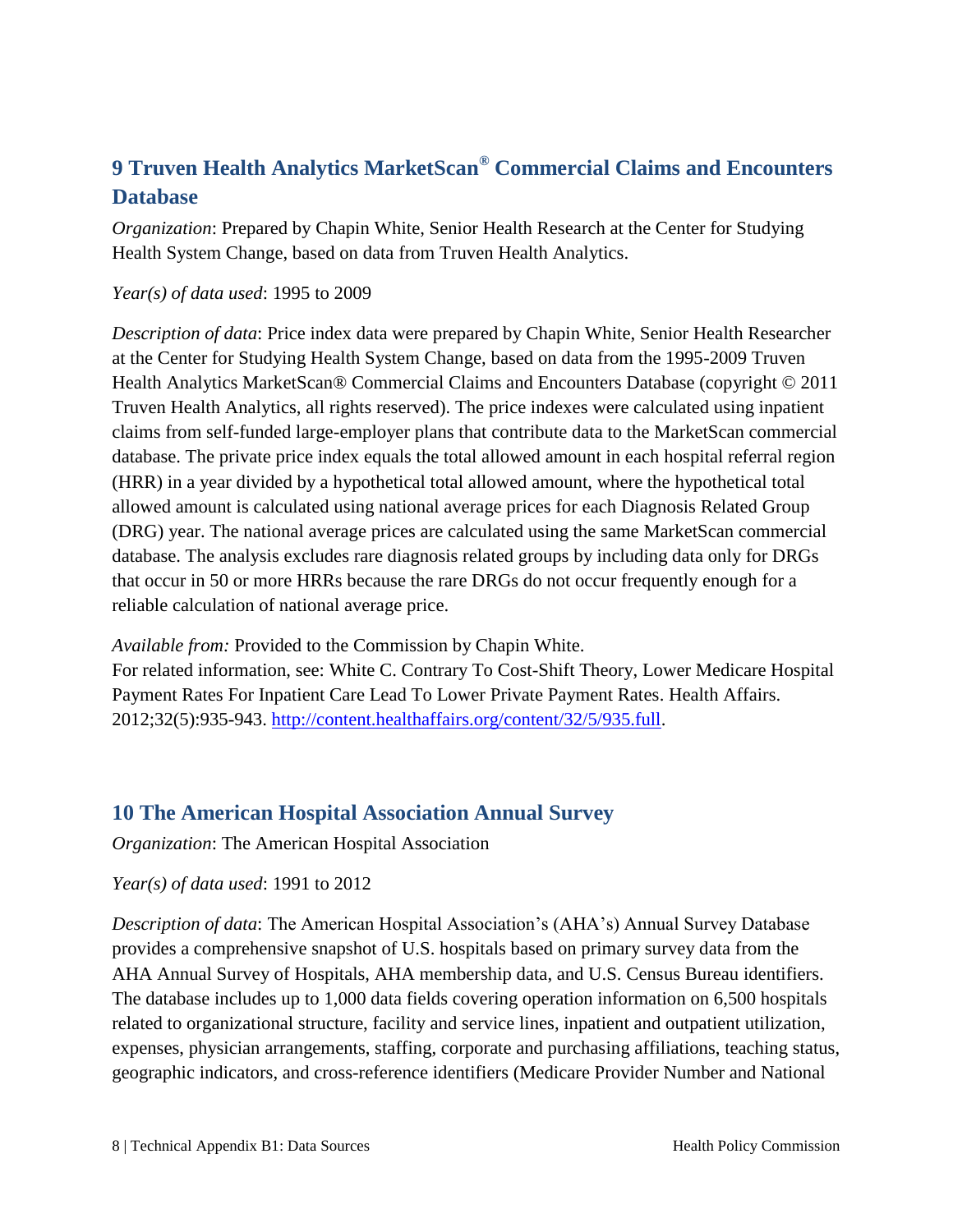## 9 Truven Health Analytics MarketScan® Commercial Claims and Encounters Database

*Organization*: Prepared by Chapin White, Senior Health Research at the Center for Studying Health System Change, based on data from Truven Health Analytics.

*Year(s) of data used*: 1995 to 2009

*Description of data*: Price index data were prepared by Chapin White, Senior Health Researcher at the Center for Studying Health System Change, based on data from the 1995-2009 Truven Health Analytics MarketScan® Commercial Claims and Encounters Database (copyright © 2011 Truven Health Analytics, all rights reserved). The price indexes were calculated using inpatient claims from self-funded large-employer plans that contribute data to the MarketScan commercial database. The private price index equals the total allowed amount in each hospital referral region (HRR) in a year divided by a hypothetical total allowed amount, where the hypothetical total allowed amount is calculated using national average prices for each Diagnosis Related Group (DRG) year. The national average prices are calculated using the same MarketScan commercial database. The analysis excludes rare diagnosis related groups by including data only for DRGs that occur in 50 or more HRRs because the rare DRGs do not occur frequently enough for a reliable calculation of national average price.

*Available from:* Provided to the Commission by Chapin White.
For related information, see: White C. Contrary To Cost-Shift Theory, Lower Medicare Hospital Payment Rates For Inpatient Care Lead To Lower Private Payment Rates. Health Affairs. 2012;32(5):935-943. http://content.healthaffairs.org/content/32/5/935.full.

## 10 The American Hospital Association Annual Survey

*Organization*: The American Hospital Association

*Year(s) of data used*: 1991 to 2012

*Description of data*: The American Hospital Association's (AHA's) Annual Survey Database provides a comprehensive snapshot of U.S. hospitals based on primary survey data from the AHA Annual Survey of Hospitals, AHA membership data, and U.S. Census Bureau identifiers. The database includes up to 1,000 data fields covering operation information on 6,500 hospitals related to organizational structure, facility and service lines, inpatient and outpatient utilization, expenses, physician arrangements, staffing, corporate and purchasing affiliations, teaching status, geographic indicators, and cross-reference identifiers (Medicare Provider Number and National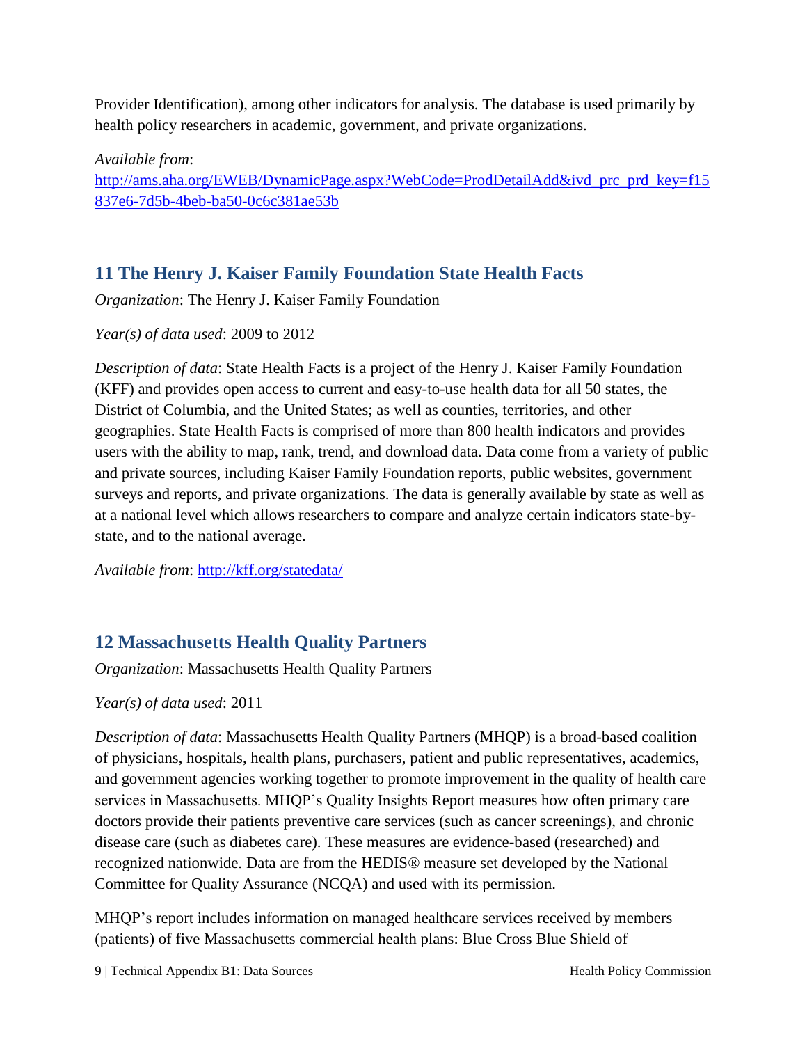Provider Identification), among other indicators for analysis. The database is used primarily by health policy researchers in academic, government, and private organizations.

*Available from*: [http://ams.aha.org/EWEB/DynamicPage.aspx?WebCode=ProdDetailAdd&ivd_prc_prd_key=f15837e6-7d5b-4beb-ba50-0c6c381ae53b](http://ams.aha.org/EWEB/DynamicPage.aspx?WebCode=ProdDetailAdd&ivd_prc_prd_key=f15837e6-7d5b-4beb-ba50-0c6c381ae53b)

## 11 The Henry J. Kaiser Family Foundation State Health Facts

*Organization*: The Henry J. Kaiser Family Foundation

*Year(s) of data used*: 2009 to 2012

*Description of data*: State Health Facts is a project of the Henry J. Kaiser Family Foundation (KFF) and provides open access to current and easy-to-use health data for all 50 states, the District of Columbia, and the United States; as well as counties, territories, and other geographies. State Health Facts is comprised of more than 800 health indicators and provides users with the ability to map, rank, trend, and download data. Data come from a variety of public and private sources, including Kaiser Family Foundation reports, public websites, government surveys and reports, and private organizations. The data is generally available by state as well as at a national level which allows researchers to compare and analyze certain indicators state-by-state, and to the national average.

*Available from*: [http://kff.org/statedata/](http://kff.org/statedata/)

## 12 Massachusetts Health Quality Partners

*Organization*: Massachusetts Health Quality Partners

*Year(s) of data used*: 2011

*Description of data*: Massachusetts Health Quality Partners (MHQP) is a broad-based coalition of physicians, hospitals, health plans, purchasers, patient and public representatives, academics, and government agencies working together to promote improvement in the quality of health care services in Massachusetts. MHQP's Quality Insights Report measures how often primary care doctors provide their patients preventive care services (such as cancer screenings), and chronic disease care (such as diabetes care). These measures are evidence-based (researched) and recognized nationwide. Data are from the HEDIS® measure set developed by the National Committee for Quality Assurance (NCQA) and used with its permission.

MHQP's report includes information on managed healthcare services received by members (patients) of five Massachusetts commercial health plans: Blue Cross Blue Shield of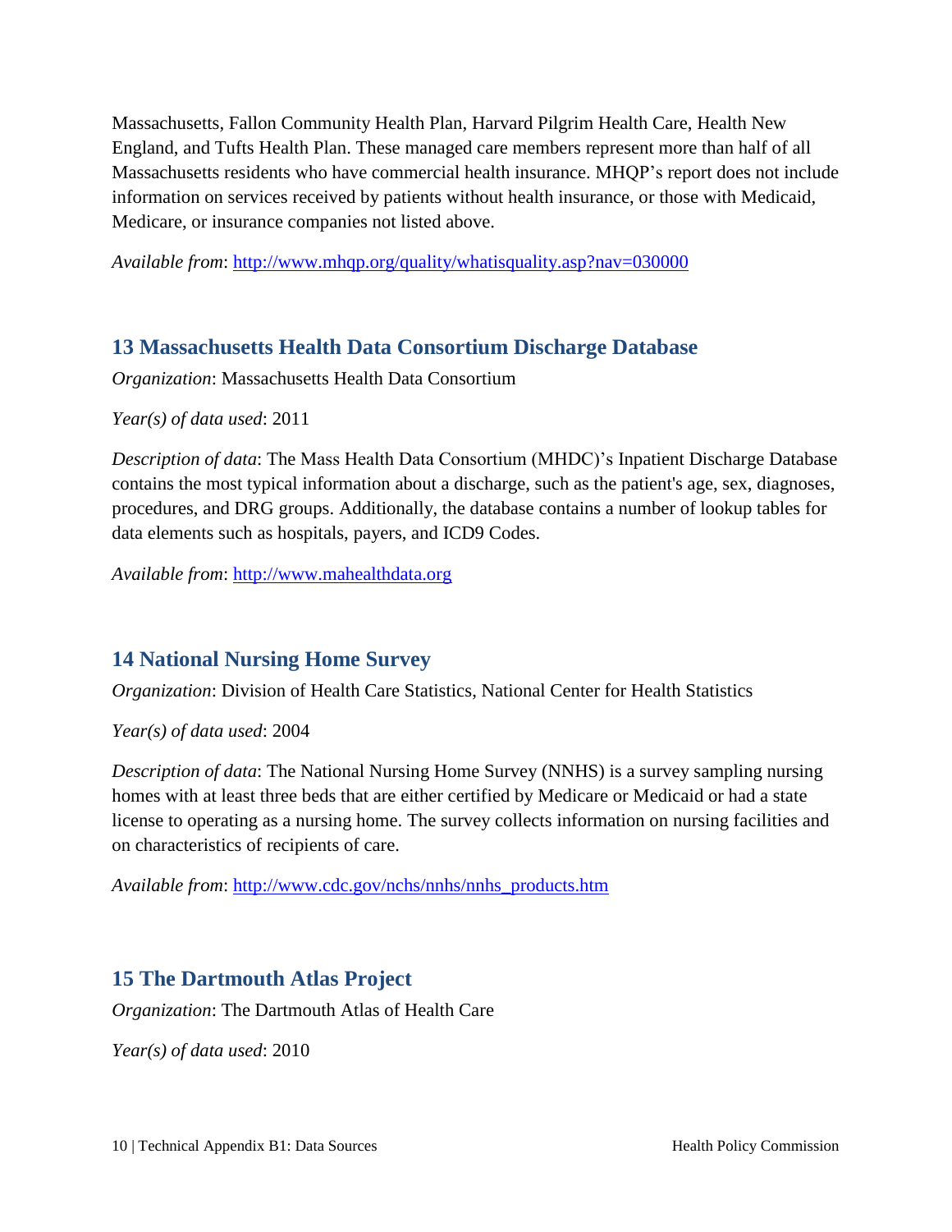Massachusetts, Fallon Community Health Plan, Harvard Pilgrim Health Care, Health New England, and Tufts Health Plan. These managed care members represent more than half of all Massachusetts residents who have commercial health insurance. MHQP's report does not include information on services received by patients without health insurance, or those with Medicaid, Medicare, or insurance companies not listed above.

*Available from*: http://www.mhqp.org/quality/whatisquality.asp?nav=030000

## 13 Massachusetts Health Data Consortium Discharge Database

*Organization*: Massachusetts Health Data Consortium

*Year(s) of data used*: 2011

*Description of data*: The Mass Health Data Consortium (MHDC)'s Inpatient Discharge Database contains the most typical information about a discharge, such as the patient's age, sex, diagnoses, procedures, and DRG groups. Additionally, the database contains a number of lookup tables for data elements such as hospitals, payers, and ICD9 Codes.

*Available from*: http://www.mahealthdata.org

## 14 National Nursing Home Survey

*Organization*: Division of Health Care Statistics, National Center for Health Statistics

*Year(s) of data used*: 2004

*Description of data*: The National Nursing Home Survey (NNHS) is a survey sampling nursing homes with at least three beds that are either certified by Medicare or Medicaid or had a state license to operating as a nursing home. The survey collects information on nursing facilities and on characteristics of recipients of care.

*Available from*: http://www.cdc.gov/nchs/nnhs/nnhs_products.htm

## 15 The Dartmouth Atlas Project

*Organization*: The Dartmouth Atlas of Health Care

*Year(s) of data used*: 2010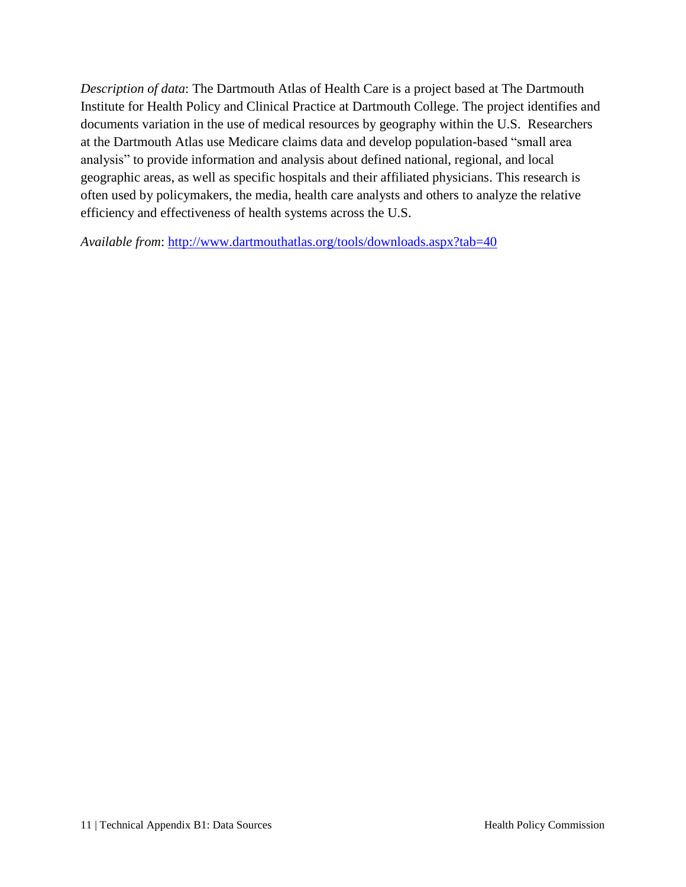*Description of data*: The Dartmouth Atlas of Health Care is a project based at The Dartmouth Institute for Health Policy and Clinical Practice at Dartmouth College. The project identifies and documents variation in the use of medical resources by geography within the U.S. Researchers at the Dartmouth Atlas use Medicare claims data and develop population-based "small area analysis" to provide information and analysis about defined national, regional, and local geographic areas, as well as specific hospitals and their affiliated physicians. This research is often used by policymakers, the media, health care analysts and others to analyze the relative efficiency and effectiveness of health systems across the U.S.

*Available from*: http://www.dartmouthatlas.org/tools/downloads.aspx?tab=40